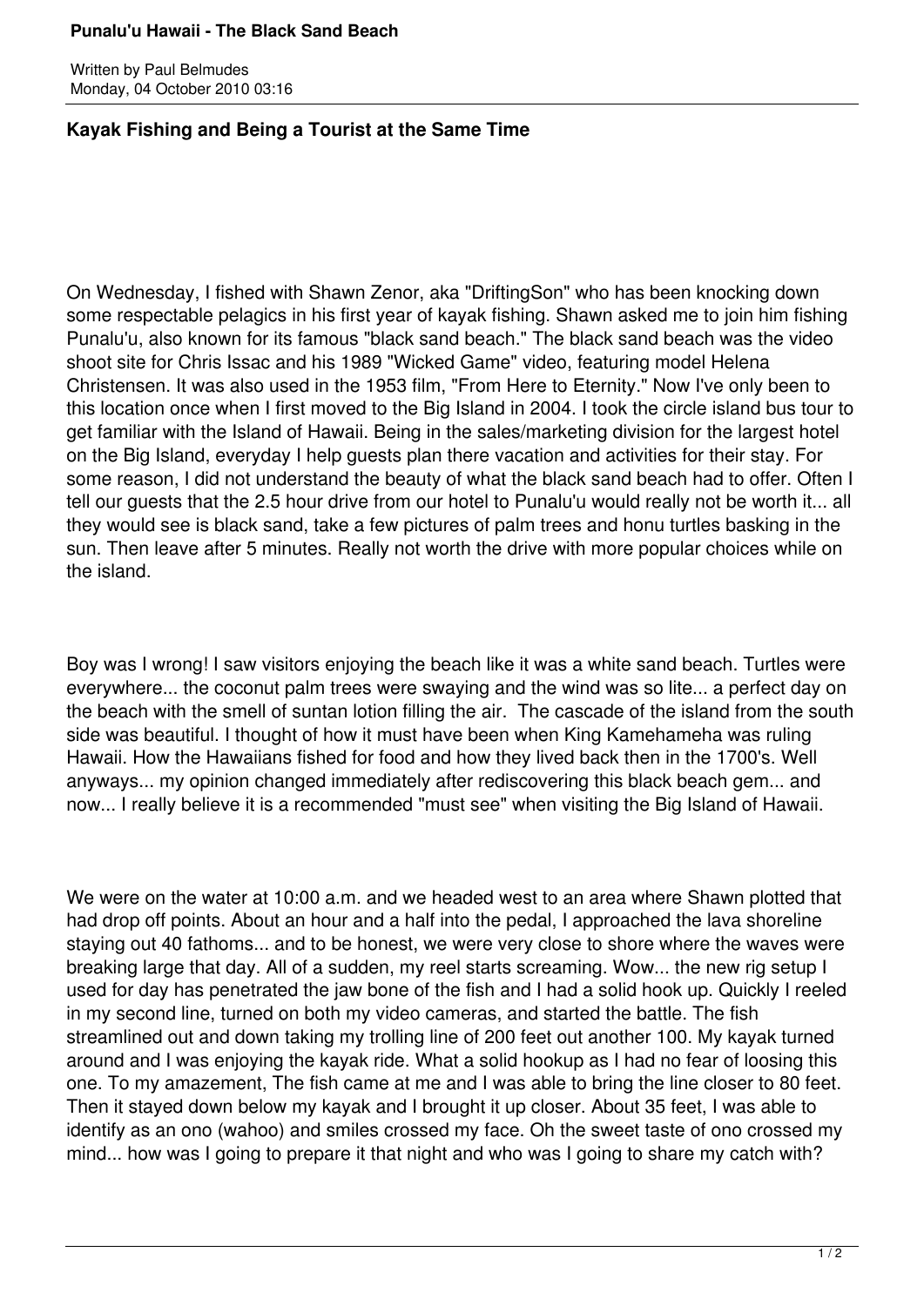# Punalu'u Hawaii - The Black Sand Beach

Written by Paul Belmudes
Monday, 04 October 2010 03:16

## Kayak Fishing and Being a Tourist at the Same Time

On Wednesday, I fished with Shawn Zenor, aka "DriftingSon" who has been knocking down some respectable pelagics in his first year of kayak fishing. Shawn asked me to join him fishing Punalu'u, also known for its famous "black sand beach." The black sand beach was the video shoot site for Chris Issac and his 1989 "Wicked Game" video, featuring model Helena Christensen. It was also used in the 1953 film, "From Here to Eternity." Now I've only been to this location once when I first moved to the Big Island in 2004. I took the circle island bus tour to get familiar with the Island of Hawaii. Being in the sales/marketing division for the largest hotel on the Big Island, everyday I help guests plan there vacation and activities for their stay. For some reason, I did not understand the beauty of what the black sand beach had to offer. Often I tell our guests that the 2.5 hour drive from our hotel to Punalu'u would really not be worth it... all they would see is black sand, take a few pictures of palm trees and honu turtles basking in the sun. Then leave after 5 minutes. Really not worth the drive with more popular choices while on the island.

Boy was I wrong! I saw visitors enjoying the beach like it was a white sand beach. Turtles were everywhere... the coconut palm trees were swaying and the wind was so lite... a perfect day on the beach with the smell of suntan lotion filling the air. The cascade of the island from the south side was beautiful. I thought of how it must have been when King Kamehameha was ruling Hawaii. How the Hawaiians fished for food and how they lived back then in the 1700's. Well anyways... my opinion changed immediately after rediscovering this black beach gem... and now... I really believe it is a recommended "must see" when visiting the Big Island of Hawaii.

We were on the water at 10:00 a.m. and we headed west to an area where Shawn plotted that had drop off points. About an hour and a half into the pedal, I approached the lava shoreline staying out 40 fathoms... and to be honest, we were very close to shore where the waves were breaking large that day. All of a sudden, my reel starts screaming. Wow... the new rig setup I used for day has penetrated the jaw bone of the fish and I had a solid hook up. Quickly I reeled in my second line, turned on both my video cameras, and started the battle. The fish streamlined out and down taking my trolling line of 200 feet out another 100. My kayak turned around and I was enjoying the kayak ride. What a solid hookup as I had no fear of loosing this one. To my amazement, The fish came at me and I was able to bring the line closer to 80 feet. Then it stayed down below my kayak and I brought it up closer. About 35 feet, I was able to identify as an ono (wahoo) and smiles crossed my face. Oh the sweet taste of ono crossed my mind... how was I going to prepare it that night and who was I going to share my catch with?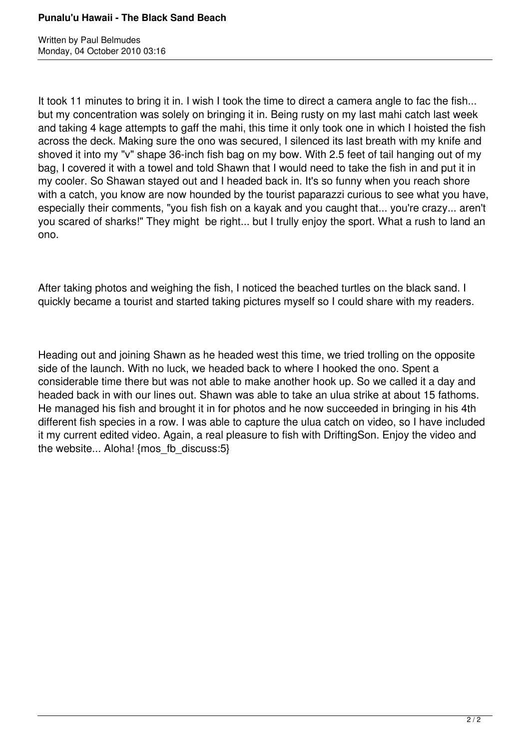It took 11 minutes to bring it in. I wish I took the time to direct a camera angle to fac the fish... but my concentration was solely on bringing it in. Being rusty on my last mahi catch last week and taking 4 kage attempts to gaff the mahi, this time it only took one in which I hoisted the fish across the deck. Making sure the ono was secured, I silenced its last breath with my knife and shoved it into my "v" shape 36-inch fish bag on my bow. With 2.5 feet of tail hanging out of my bag, I covered it with a towel and told Shawn that I would need to take the fish in and put it in my cooler. So Shawan stayed out and I headed back in. It's so funny when you reach shore with a catch, you know are now hounded by the tourist paparazzi curious to see what you have, especially their comments, "you fish fish on a kayak and you caught that... you're crazy... aren't you scared of sharks!" They might be right... but I trully enjoy the sport. What a rush to land an ono.

After taking photos and weighing the fish, I noticed the beached turtles on the black sand. I quickly became a tourist and started taking pictures myself so I could share with my readers.

Heading out and joining Shawn as he headed west this time, we tried trolling on the opposite side of the launch. With no luck, we headed back to where I hooked the ono. Spent a considerable time there but was not able to make another hook up. So we called it a day and headed back in with our lines out. Shawn was able to take an ulua strike at about 15 fathoms. He managed his fish and brought it in for photos and he now succeeded in bringing in his 4th different fish species in a row. I was able to capture the ulua catch on video, so I have included it my current edited video. Again, a real pleasure to fish with DriftingSon. Enjoy the video and the website... Aloha! {mos_fb_discuss:5}